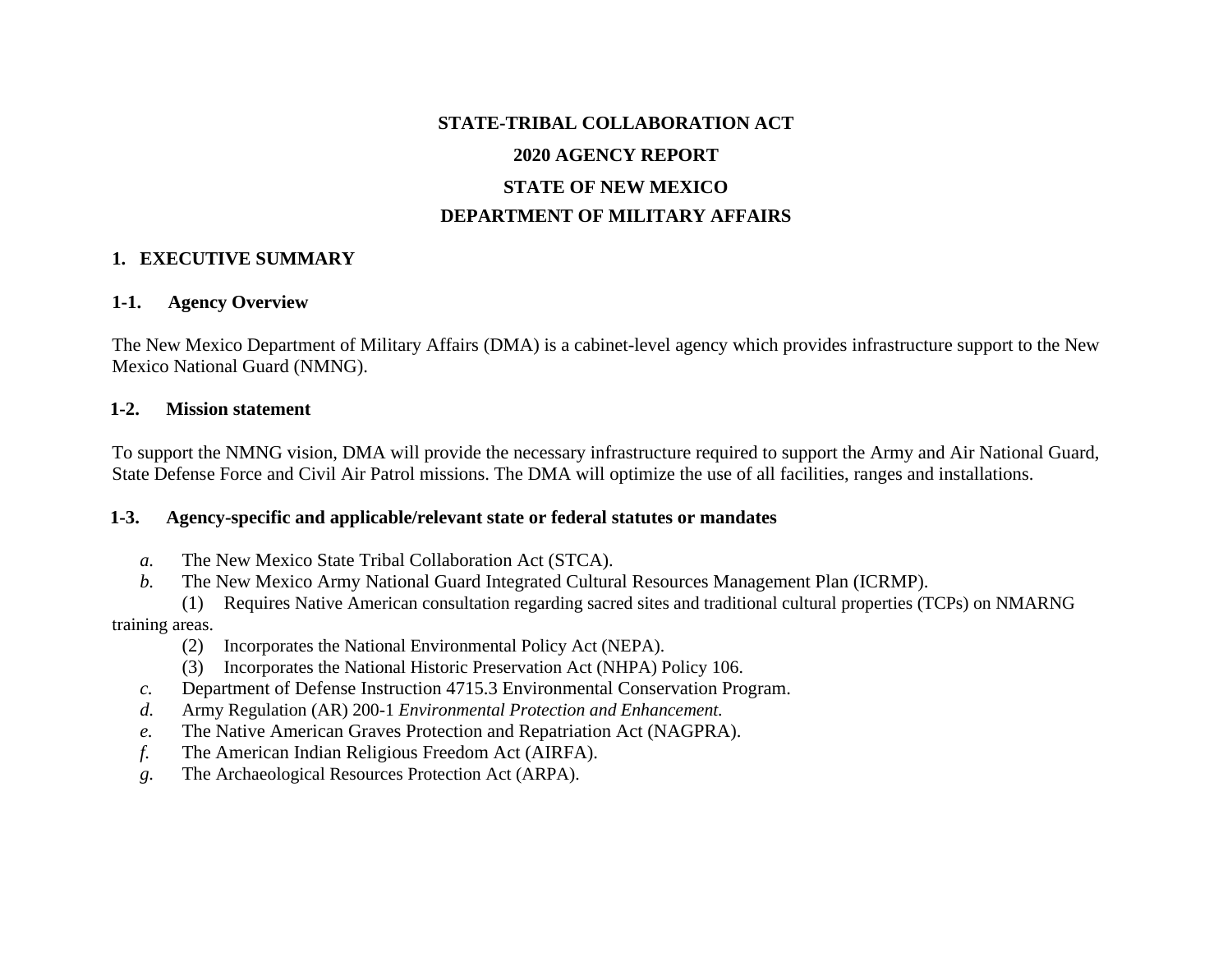# STATE-TRIBAL COLLABORATION ACT

# 2020 AGENCY REPORT

# STATE OF NEW MEXICO

# DEPARTMENT OF MILITARY AFFAIRS

## 1. EXECUTIVE SUMMARY

### 1-1. Agency Overview

The New Mexico Department of Military Affairs (DMA) is a cabinet-level agency which provides infrastructure support to the New Mexico National Guard (NMNG).

### 1-2. Mission statement

To support the NMNG vision, DMA will provide the necessary infrastructure required to support the Army and Air National Guard, State Defense Force and Civil Air Patrol missions. The DMA will optimize the use of all facilities, ranges and installations.

### 1-3. Agency-specific and applicable/relevant state or federal statutes or mandates

*a.* The New Mexico State Tribal Collaboration Act (STCA).

*b.* The New Mexico Army National Guard Integrated Cultural Resources Management Plan (ICRMP).

(1) Requires Native American consultation regarding sacred sites and traditional cultural properties (TCPs) on NMARNG training areas.

(2) Incorporates the National Environmental Policy Act (NEPA).

(3) Incorporates the National Historic Preservation Act (NHPA) Policy 106.

*c.* Department of Defense Instruction 4715.3 Environmental Conservation Program.

*d.* Army Regulation (AR) 200-1 *Environmental Protection and Enhancement.*

*e.* The Native American Graves Protection and Repatriation Act (NAGPRA).

*f.* The American Indian Religious Freedom Act (AIRFA).

*g.* The Archaeological Resources Protection Act (ARPA).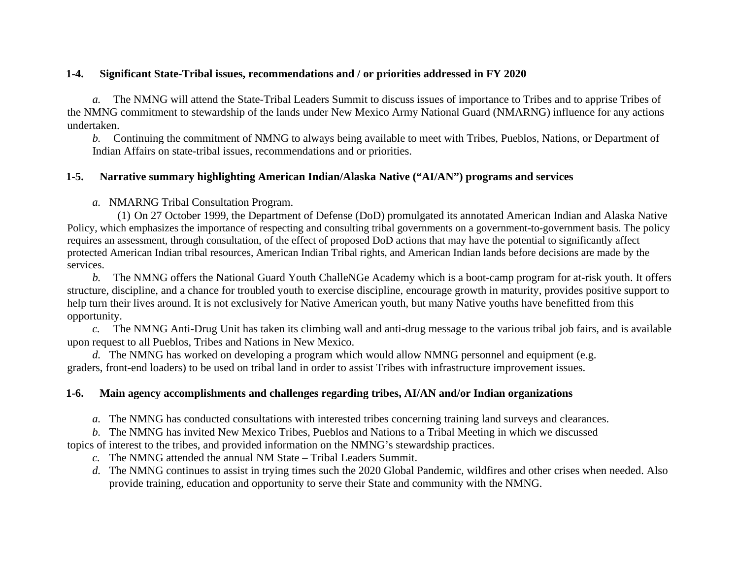### 1-4. Significant State-Tribal issues, recommendations and / or priorities addressed in FY 2020

*a.* The NMNG will attend the State-Tribal Leaders Summit to discuss issues of importance to Tribes and to apprise Tribes of the NMNG commitment to stewardship of the lands under New Mexico Army National Guard (NMARNG) influence for any actions undertaken.

*b.* Continuing the commitment of NMNG to always being available to meet with Tribes, Pueblos, Nations, or Department of Indian Affairs on state-tribal issues, recommendations and or priorities.

### 1-5. Narrative summary highlighting American Indian/Alaska Native ("AI/AN") programs and services

*a.* NMARNG Tribal Consultation Program.

(1) On 27 October 1999, the Department of Defense (DoD) promulgated its annotated American Indian and Alaska Native Policy, which emphasizes the importance of respecting and consulting tribal governments on a government-to-government basis. The policy requires an assessment, through consultation, of the effect of proposed DoD actions that may have the potential to significantly affect protected American Indian tribal resources, American Indian Tribal rights, and American Indian lands before decisions are made by the services.

*b.* The NMNG offers the National Guard Youth ChalleNGe Academy which is a boot-camp program for at-risk youth. It offers structure, discipline, and a chance for troubled youth to exercise discipline, encourage growth in maturity, provides positive support to help turn their lives around. It is not exclusively for Native American youth, but many Native youths have benefitted from this opportunity.

*c.* The NMNG Anti-Drug Unit has taken its climbing wall and anti-drug message to the various tribal job fairs, and is available upon request to all Pueblos, Tribes and Nations in New Mexico.

*d.* The NMNG has worked on developing a program which would allow NMNG personnel and equipment (e.g. graders, front-end loaders) to be used on tribal land in order to assist Tribes with infrastructure improvement issues.

### 1-6. Main agency accomplishments and challenges regarding tribes, AI/AN and/or Indian organizations

*a.* The NMNG has conducted consultations with interested tribes concerning training land surveys and clearances.

*b.* The NMNG has invited New Mexico Tribes, Pueblos and Nations to a Tribal Meeting in which we discussed topics of interest to the tribes, and provided information on the NMNG's stewardship practices.

*c.* The NMNG attended the annual NM State – Tribal Leaders Summit.

*d.* The NMNG continues to assist in trying times such the 2020 Global Pandemic, wildfires and other crises when needed. Also provide training, education and opportunity to serve their State and community with the NMNG.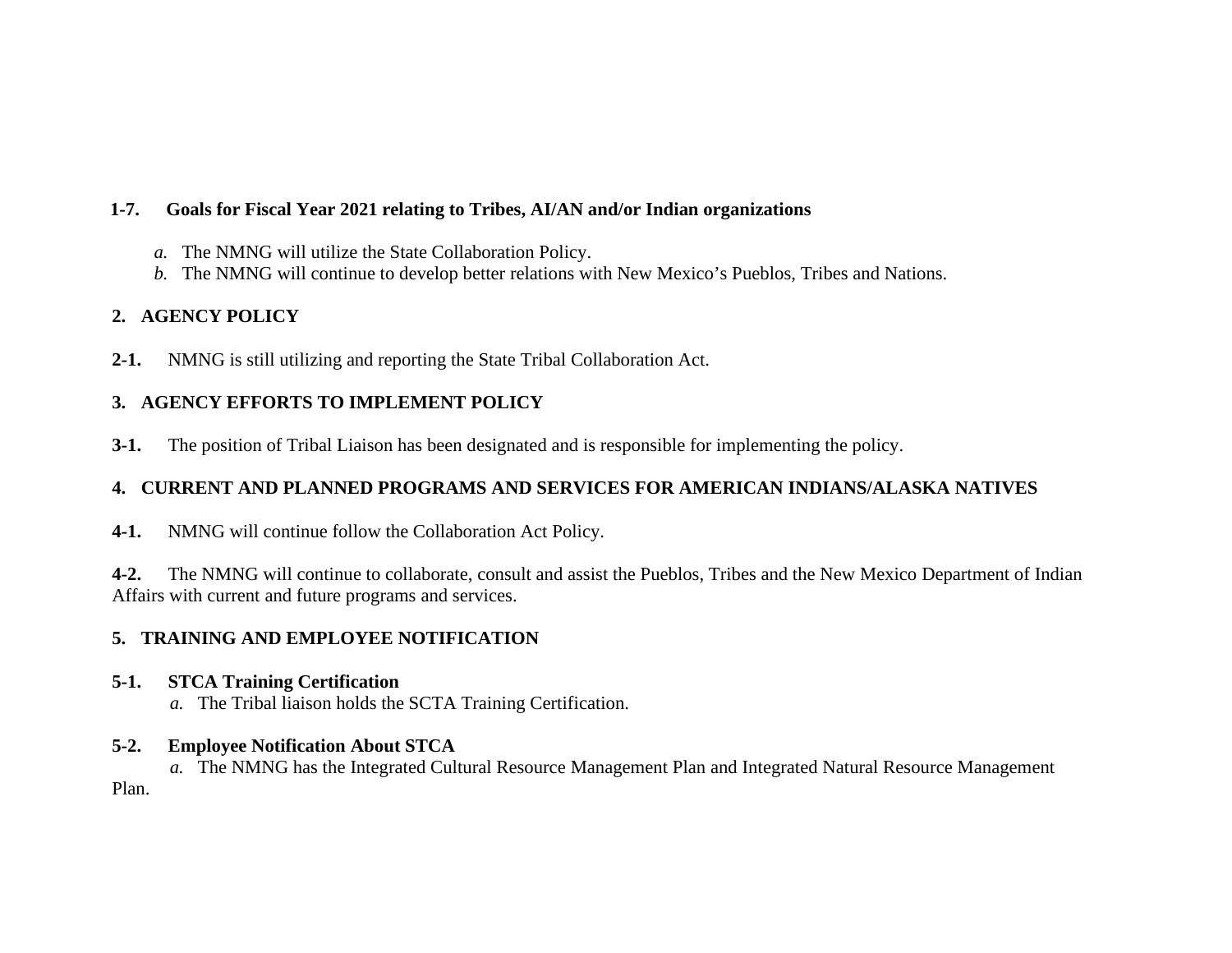**1-7. Goals for Fiscal Year 2021 relating to Tribes, AI/AN and/or Indian organizations**

*a.* The NMNG will utilize the State Collaboration Policy.

*b.* The NMNG will continue to develop better relations with New Mexico's Pueblos, Tribes and Nations.

## 2. AGENCY POLICY

**2-1.** NMNG is still utilizing and reporting the State Tribal Collaboration Act.

## 3. AGENCY EFFORTS TO IMPLEMENT POLICY

**3-1.** The position of Tribal Liaison has been designated and is responsible for implementing the policy.

## 4. CURRENT AND PLANNED PROGRAMS AND SERVICES FOR AMERICAN INDIANS/ALASKA NATIVES

**4-1.** NMNG will continue follow the Collaboration Act Policy.

**4-2.** The NMNG will continue to collaborate, consult and assist the Pueblos, Tribes and the New Mexico Department of Indian Affairs with current and future programs and services.

## 5. TRAINING AND EMPLOYEE NOTIFICATION

**5-1. STCA Training Certification**

*a.* The Tribal liaison holds the SCTA Training Certification.

**5-2. Employee Notification About STCA**

*a.* The NMNG has the Integrated Cultural Resource Management Plan and Integrated Natural Resource Management Plan.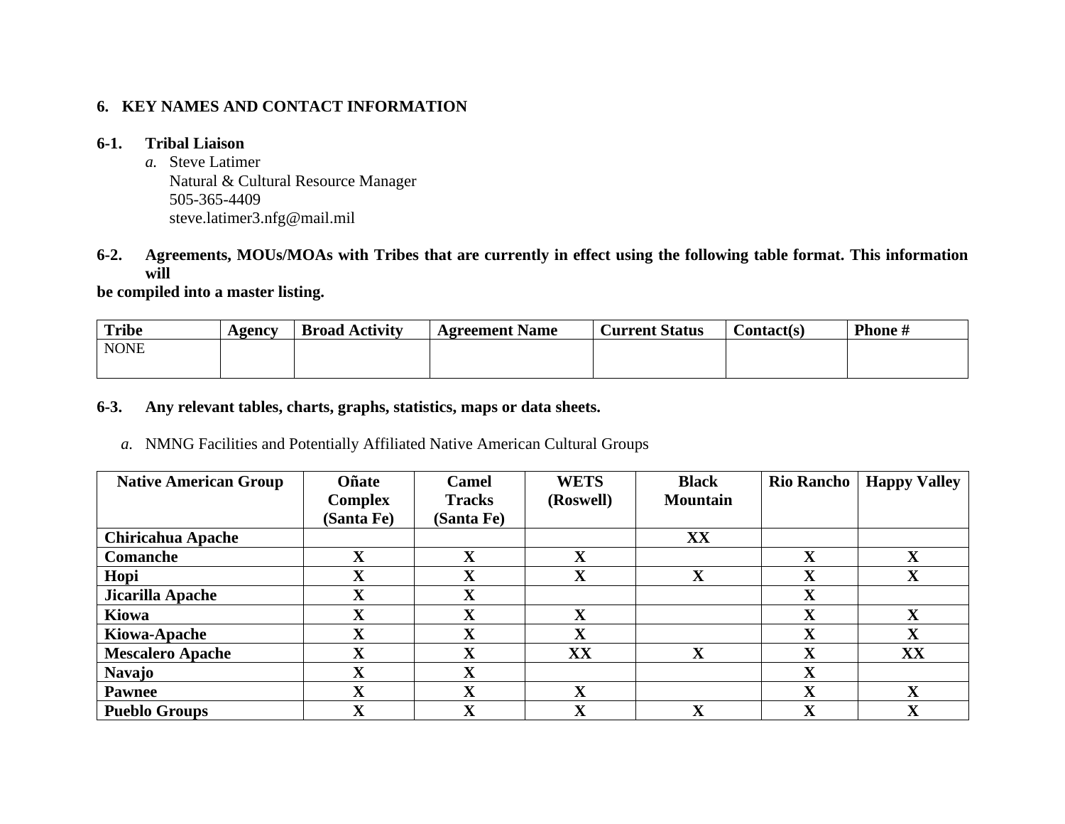## 6. KEY NAMES AND CONTACT INFORMATION

**6-1. Tribal Liaison**

*a.* Steve Latimer
Natural & Cultural Resource Manager
505-365-4409
steve.latimer3.nfg@mail.mil

**6-2. Agreements, MOUs/MOAs with Tribes that are currently in effect using the following table format. This information will be compiled into a master listing.**

| Tribe | Agency | Broad Activity | Agreement Name | Current Status | Contact(s) | Phone # |
|---|---|---|---|---|---|---|
| NONE | | | | | | |

**6-3. Any relevant tables, charts, graphs, statistics, maps or data sheets.**

*a.* NMNG Facilities and Potentially Affiliated Native American Cultural Groups

| Native American Group | Oñate Complex (Santa Fe) | Camel Tracks (Santa Fe) | WETS (Roswell) | Black Mountain | Rio Rancho | Happy Valley |
|---|---|---|---|---|---|---|
| **Chiricahua Apache** | | | | **XX** | | |
| **Comanche** | **X** | **X** | **X** | | **X** | **X** |
| **Hopi** | **X** | **X** | **X** | **X** | **X** | **X** |
| **Jicarilla Apache** | **X** | **X** | | | **X** | |
| **Kiowa** | **X** | **X** | **X** | | **X** | **X** |
| **Kiowa-Apache** | **X** | **X** | **X** | | **X** | **X** |
| **Mescalero Apache** | **X** | **X** | **XX** | **X** | **X** | **XX** |
| **Navajo** | **X** | **X** | | | **X** | |
| **Pawnee** | **X** | **X** | **X** | | **X** | **X** |
| **Pueblo Groups** | **X** | **X** | **X** | **X** | **X** | **X** |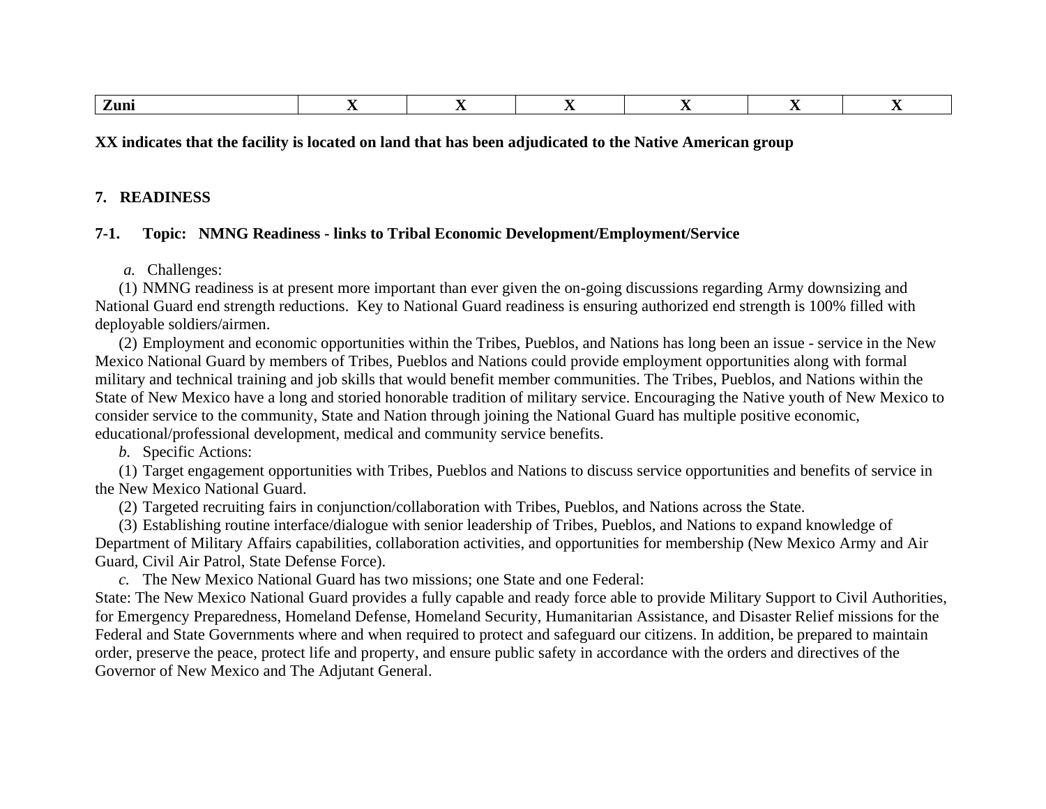| Zuni | X | X | X | X | X | X |
|---|---|---|---|---|---|---|

**XX indicates that the facility is located on land that has been adjudicated to the Native American group**

## 7. READINESS

### 7-1. Topic: NMNG Readiness - links to Tribal Economic Development/Employment/Service

*a.* Challenges:

(1) NMNG readiness is at present more important than ever given the on-going discussions regarding Army downsizing and National Guard end strength reductions. Key to National Guard readiness is ensuring authorized end strength is 100% filled with deployable soldiers/airmen.

(2) Employment and economic opportunities within the Tribes, Pueblos, and Nations has long been an issue - service in the New Mexico National Guard by members of Tribes, Pueblos and Nations could provide employment opportunities along with formal military and technical training and job skills that would benefit member communities. The Tribes, Pueblos, and Nations within the State of New Mexico have a long and storied honorable tradition of military service. Encouraging the Native youth of New Mexico to consider service to the community, State and Nation through joining the National Guard has multiple positive economic, educational/professional development, medical and community service benefits.

*b.* Specific Actions:

(1) Target engagement opportunities with Tribes, Pueblos and Nations to discuss service opportunities and benefits of service in the New Mexico National Guard.

(2) Targeted recruiting fairs in conjunction/collaboration with Tribes, Pueblos, and Nations across the State.

(3) Establishing routine interface/dialogue with senior leadership of Tribes, Pueblos, and Nations to expand knowledge of Department of Military Affairs capabilities, collaboration activities, and opportunities for membership (New Mexico Army and Air Guard, Civil Air Patrol, State Defense Force).

*c.* The New Mexico National Guard has two missions; one State and one Federal:

State: The New Mexico National Guard provides a fully capable and ready force able to provide Military Support to Civil Authorities, for Emergency Preparedness, Homeland Defense, Homeland Security, Humanitarian Assistance, and Disaster Relief missions for the Federal and State Governments where and when required to protect and safeguard our citizens. In addition, be prepared to maintain order, preserve the peace, protect life and property, and ensure public safety in accordance with the orders and directives of the Governor of New Mexico and The Adjutant General.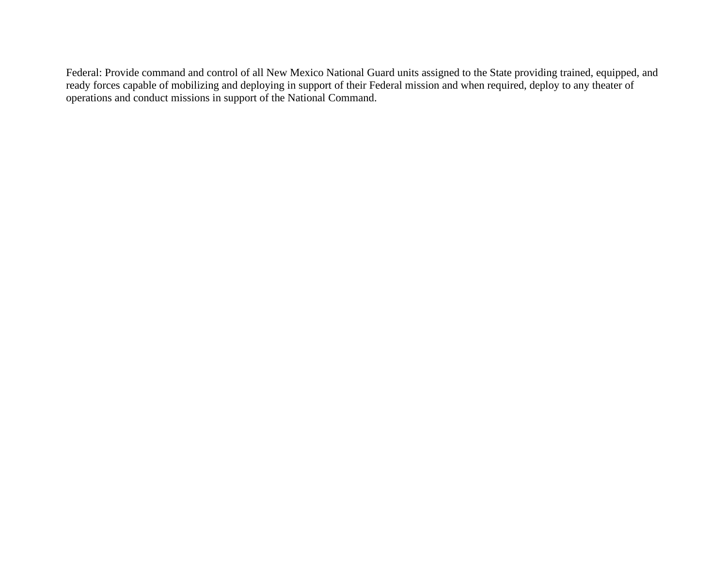Federal: Provide command and control of all New Mexico National Guard units assigned to the State providing trained, equipped, and ready forces capable of mobilizing and deploying in support of their Federal mission and when required, deploy to any theater of operations and conduct missions in support of the National Command.